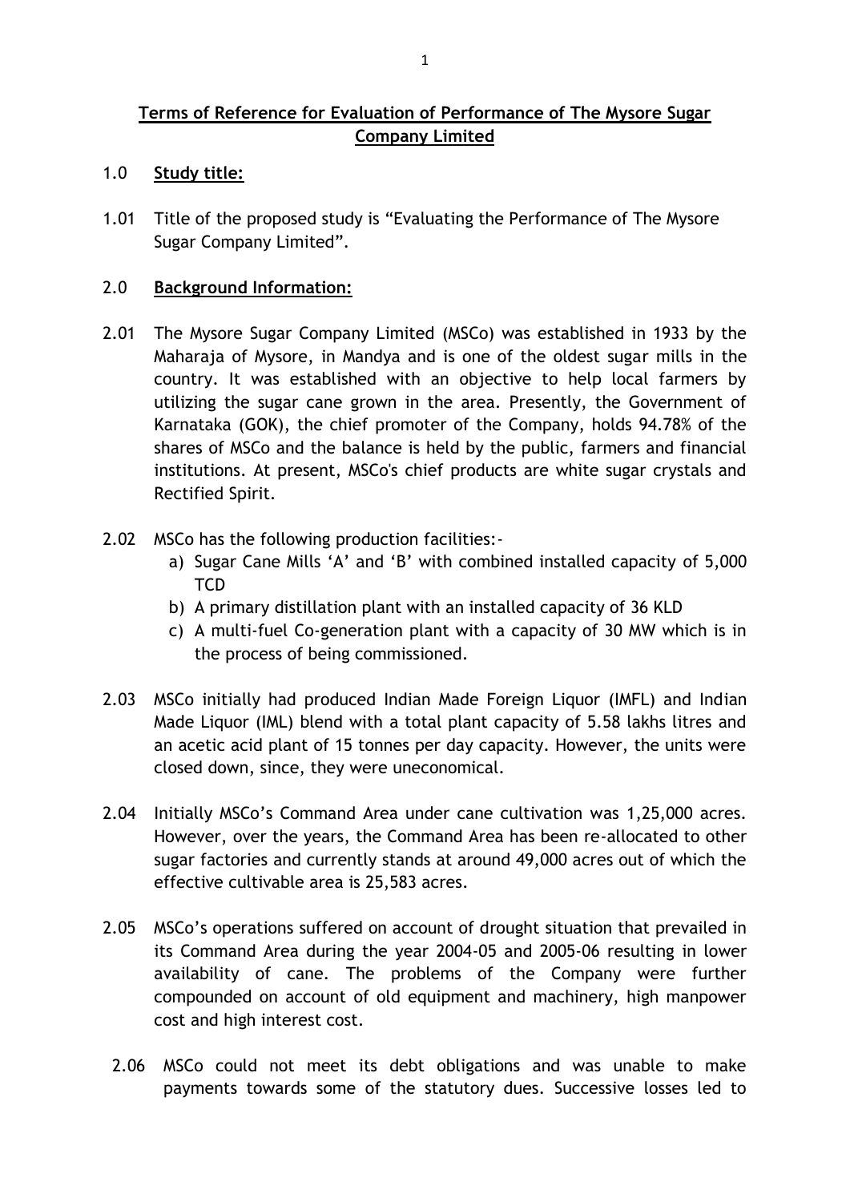# Terms of Reference for Evaluation of Performance of The Mysore Sugar Company Limited

## 1.0 Study title:

1.01 Title of the proposed study is "Evaluating the Performance of The Mysore Sugar Company Limited".

## 2.0 Background Information:

2.01 The Mysore Sugar Company Limited (MSCo) was established in 1933 by the Maharaja of Mysore, in Mandya and is one of the oldest sugar mills in the country. It was established with an objective to help local farmers by utilizing the sugar cane grown in the area. Presently, the Government of Karnataka (GOK), the chief promoter of the Company, holds 94.78% of the shares of MSCo and the balance is held by the public, farmers and financial institutions. At present, MSCo's chief products are white sugar crystals and Rectified Spirit.

2.02 MSCo has the following production facilities:-

a) Sugar Cane Mills 'A' and 'B' with combined installed capacity of 5,000 TCD
b) A primary distillation plant with an installed capacity of 36 KLD
c) A multi-fuel Co-generation plant with a capacity of 30 MW which is in the process of being commissioned.

2.03 MSCo initially had produced Indian Made Foreign Liquor (IMFL) and Indian Made Liquor (IML) blend with a total plant capacity of 5.58 lakhs litres and an acetic acid plant of 15 tonnes per day capacity. However, the units were closed down, since, they were uneconomical.

2.04 Initially MSCo's Command Area under cane cultivation was 1,25,000 acres. However, over the years, the Command Area has been re-allocated to other sugar factories and currently stands at around 49,000 acres out of which the effective cultivable area is 25,583 acres.

2.05 MSCo's operations suffered on account of drought situation that prevailed in its Command Area during the year 2004-05 and 2005-06 resulting in lower availability of cane. The problems of the Company were further compounded on account of old equipment and machinery, high manpower cost and high interest cost.

2.06 MSCo could not meet its debt obligations and was unable to make payments towards some of the statutory dues. Successive losses led to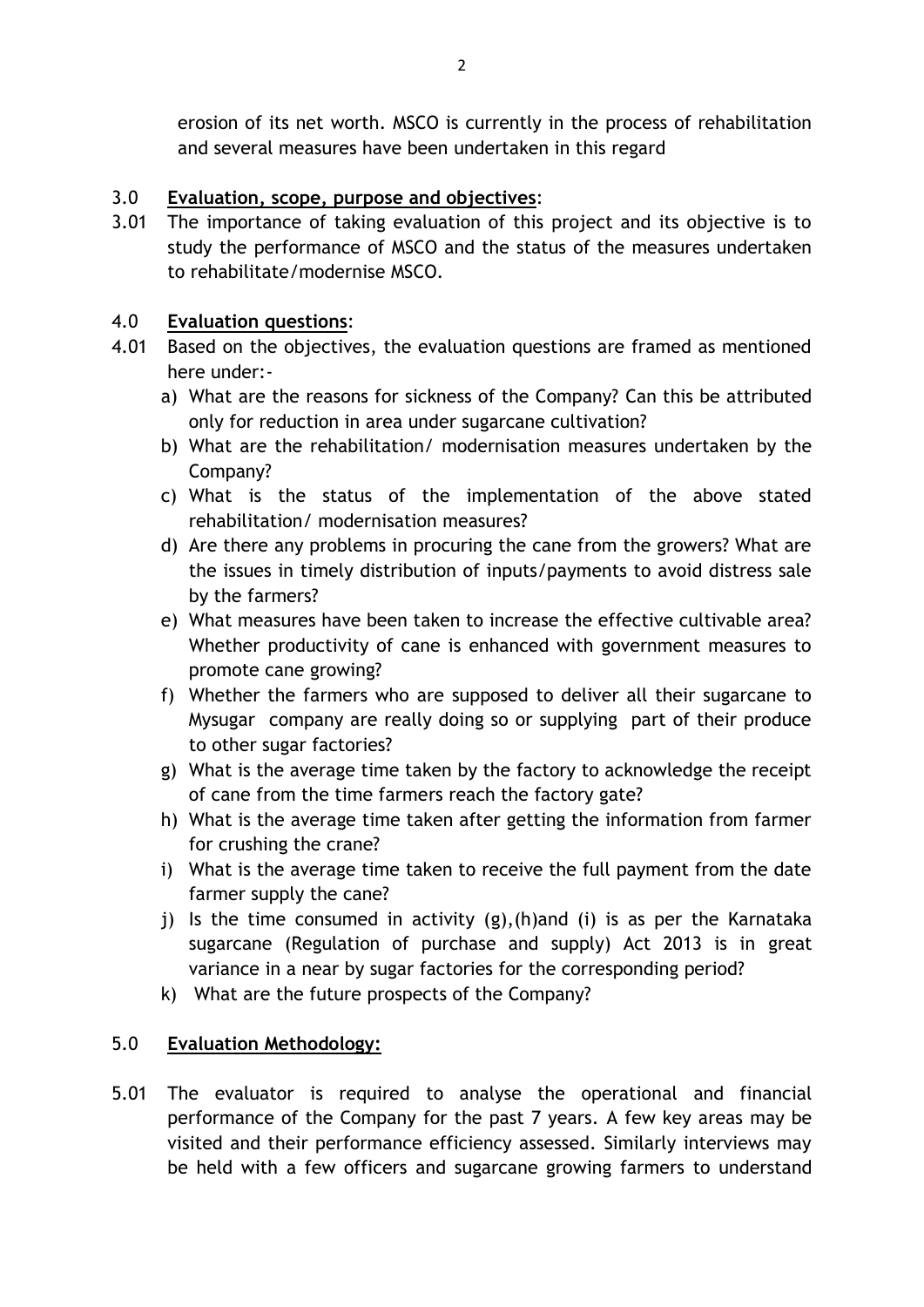erosion of its net worth. MSCO is currently in the process of rehabilitation and several measures have been undertaken in this regard

## 3.0 **Evaluation, scope, purpose and objectives**:

3.01 The importance of taking evaluation of this project and its objective is to study the performance of MSCO and the status of the measures undertaken to rehabilitate/modernise MSCO.

## 4.0 **Evaluation questions**:

4.01 Based on the objectives, the evaluation questions are framed as mentioned here under:-

a) What are the reasons for sickness of the Company? Can this be attributed only for reduction in area under sugarcane cultivation?

b) What are the rehabilitation/ modernisation measures undertaken by the Company?

c) What is the status of the implementation of the above stated rehabilitation/ modernisation measures?

d) Are there any problems in procuring the cane from the growers? What are the issues in timely distribution of inputs/payments to avoid distress sale by the farmers?

e) What measures have been taken to increase the effective cultivable area? Whether productivity of cane is enhanced with government measures to promote cane growing?

f) Whether the farmers who are supposed to deliver all their sugarcane to Mysugar company are really doing so or supplying part of their produce to other sugar factories?

g) What is the average time taken by the factory to acknowledge the receipt of cane from the time farmers reach the factory gate?

h) What is the average time taken after getting the information from farmer for crushing the crane?

i) What is the average time taken to receive the full payment from the date farmer supply the cane?

j) Is the time consumed in activity (g),(h)and (i) is as per the Karnataka sugarcane (Regulation of purchase and supply) Act 2013 is in great variance in a near by sugar factories for the corresponding period?

k) What are the future prospects of the Company?

## 5.0 **Evaluation Methodology:**

5.01 The evaluator is required to analyse the operational and financial performance of the Company for the past 7 years. A few key areas may be visited and their performance efficiency assessed. Similarly interviews may be held with a few officers and sugarcane growing farmers to understand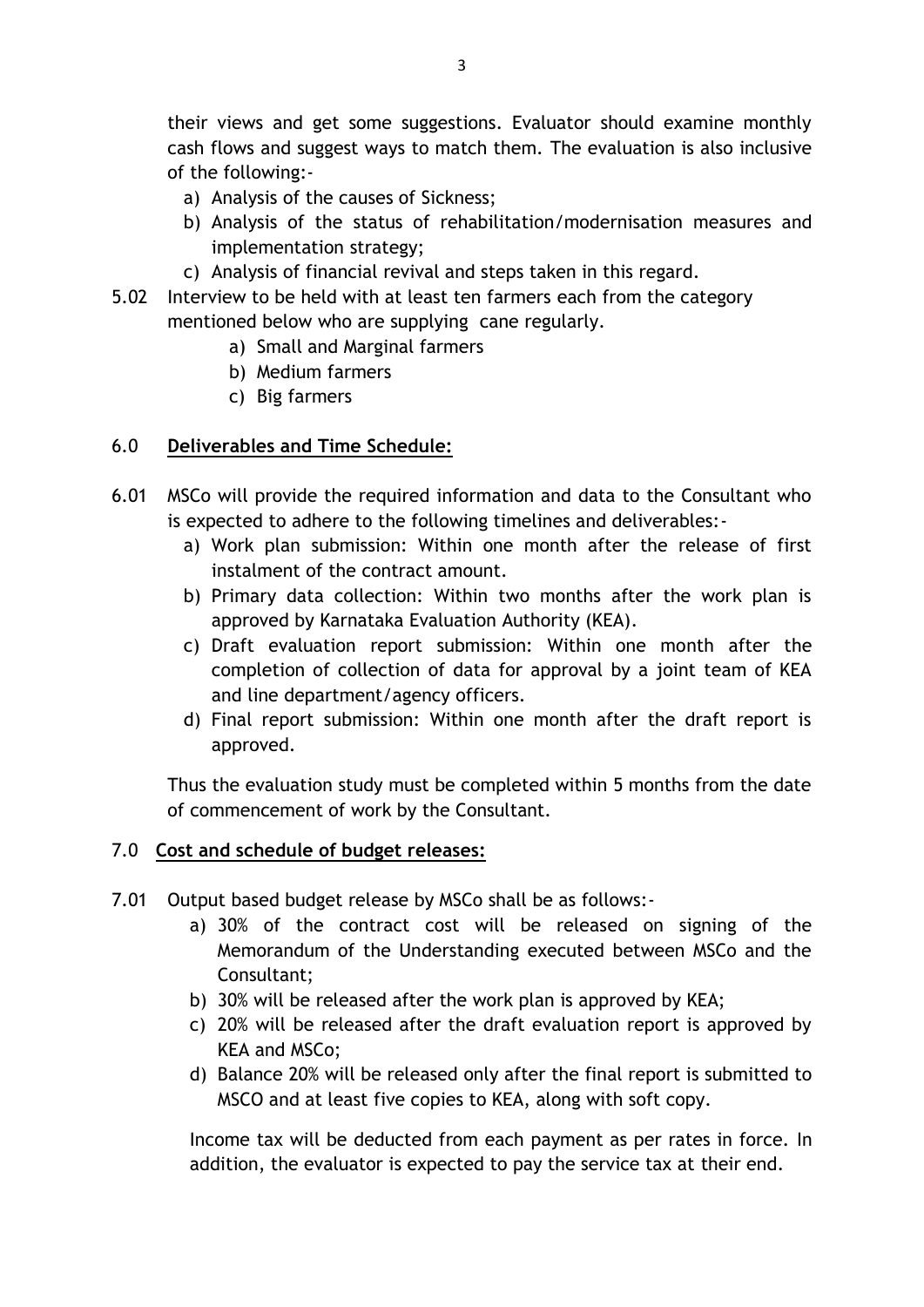their views and get some suggestions. Evaluator should examine monthly cash flows and suggest ways to match them. The evaluation is also inclusive of the following:-

a) Analysis of the causes of Sickness;
b) Analysis of the status of rehabilitation/modernisation measures and implementation strategy;
c) Analysis of financial revival and steps taken in this regard.

5.02 Interview to be held with at least ten farmers each from the category mentioned below who are supplying cane regularly.

a) Small and Marginal farmers
b) Medium farmers
c) Big farmers

## 6.0 **Deliverables and Time Schedule:**

6.01 MSCo will provide the required information and data to the Consultant who is expected to adhere to the following timelines and deliverables:-

a) Work plan submission: Within one month after the release of first instalment of the contract amount.
b) Primary data collection: Within two months after the work plan is approved by Karnataka Evaluation Authority (KEA).
c) Draft evaluation report submission: Within one month after the completion of collection of data for approval by a joint team of KEA and line department/agency officers.
d) Final report submission: Within one month after the draft report is approved.

Thus the evaluation study must be completed within 5 months from the date of commencement of work by the Consultant.

## 7.0 **Cost and schedule of budget releases:**

7.01 Output based budget release by MSCo shall be as follows:-

a) 30% of the contract cost will be released on signing of the Memorandum of the Understanding executed between MSCo and the Consultant;
b) 30% will be released after the work plan is approved by KEA;
c) 20% will be released after the draft evaluation report is approved by KEA and MSCo;
d) Balance 20% will be released only after the final report is submitted to MSCO and at least five copies to KEA, along with soft copy.

Income tax will be deducted from each payment as per rates in force. In addition, the evaluator is expected to pay the service tax at their end.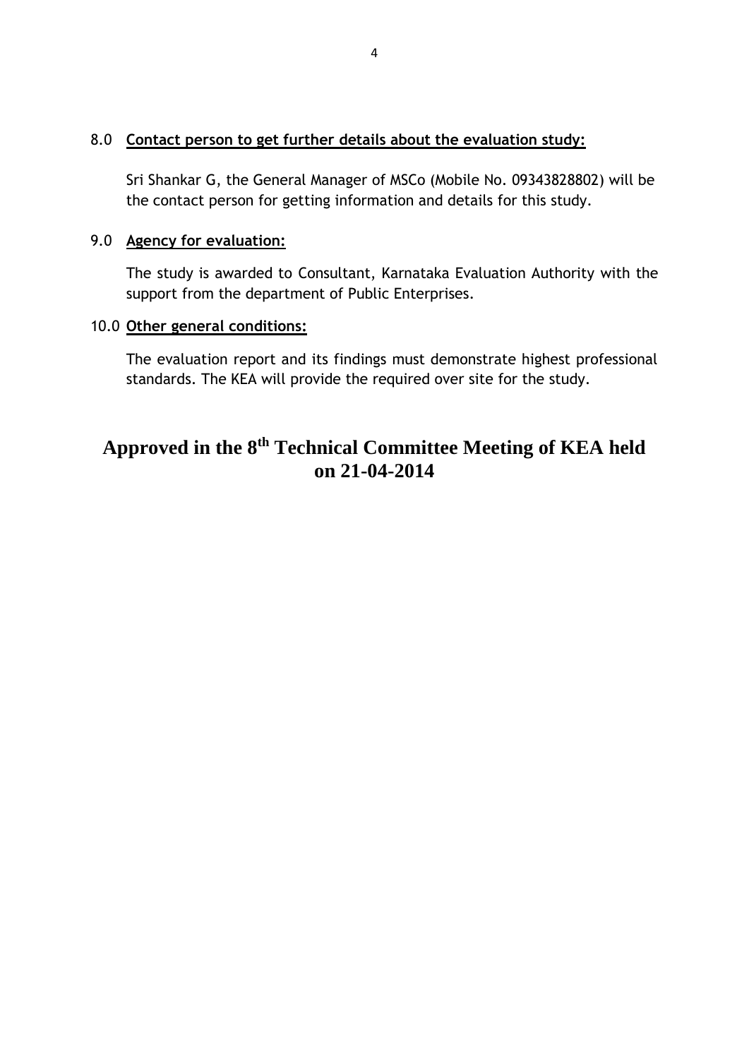8.0 **Contact person to get further details about the evaluation study:**

Sri Shankar G, the General Manager of MSCo (Mobile No. 09343828802) will be the contact person for getting information and details for this study.

9.0 **Agency for evaluation:**

The study is awarded to Consultant, Karnataka Evaluation Authority with the support from the department of Public Enterprises.

10.0 **Other general conditions:**

The evaluation report and its findings must demonstrate highest professional standards. The KEA will provide the required over site for the study.

# Approved in the 8th Technical Committee Meeting of KEA held on 21-04-2014